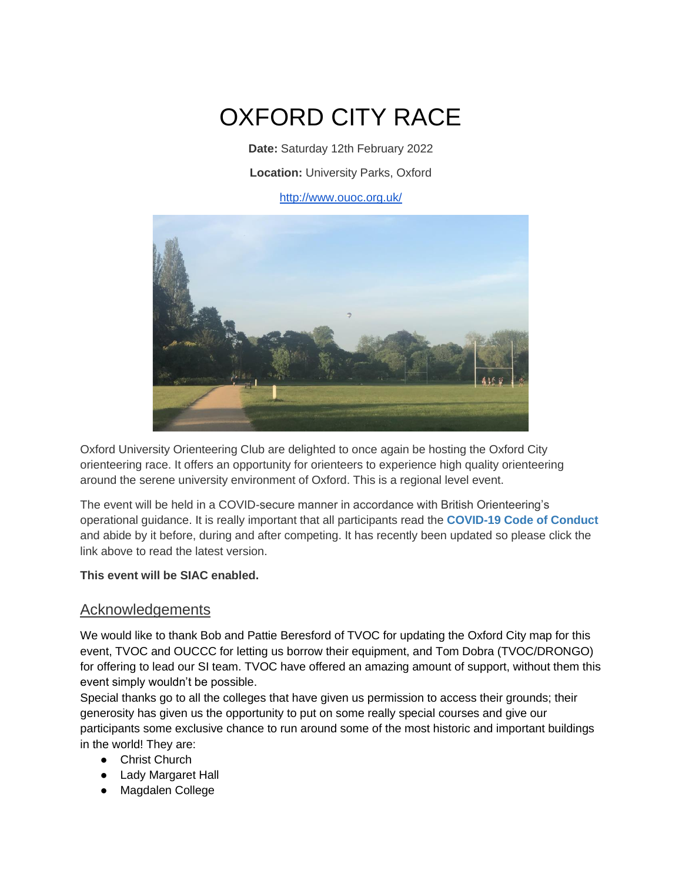# OXFORD CITY RACE

**Date:** Saturday 12th February 2022

**Location:** University Parks, Oxford

http://www.ouoc.org.uk/

Oxford University Orienteering Club are delighted to once again be hosting the Oxford City orienteering race. It offers an opportunity for orienteers to experience high quality orienteering around the serene university environment of Oxford. This is a regional level event.

The event will be held in a COVID-secure manner in accordance with British Orienteering's operational guidance. It is really important that all participants read the **COVID-19 Code of Conduct** and abide by it before, during and after competing. It has recently been updated so please click the link above to read the latest version.

**This event will be SIAC enabled.**

## Acknowledgements

We would like to thank Bob and Pattie Beresford of TVOC for updating the Oxford City map for this event, TVOC and OUCCC for letting us borrow their equipment, and Tom Dobra (TVOC/DRONGO) for offering to lead our SI team. TVOC have offered an amazing amount of support, without them this event simply wouldn't be possible.

Special thanks go to all the colleges that have given us permission to access their grounds; their generosity has given us the opportunity to put on some really special courses and give our participants some exclusive chance to run around some of the most historic and important buildings in the world! They are:

- Christ Church
- Lady Margaret Hall
- Magdalen College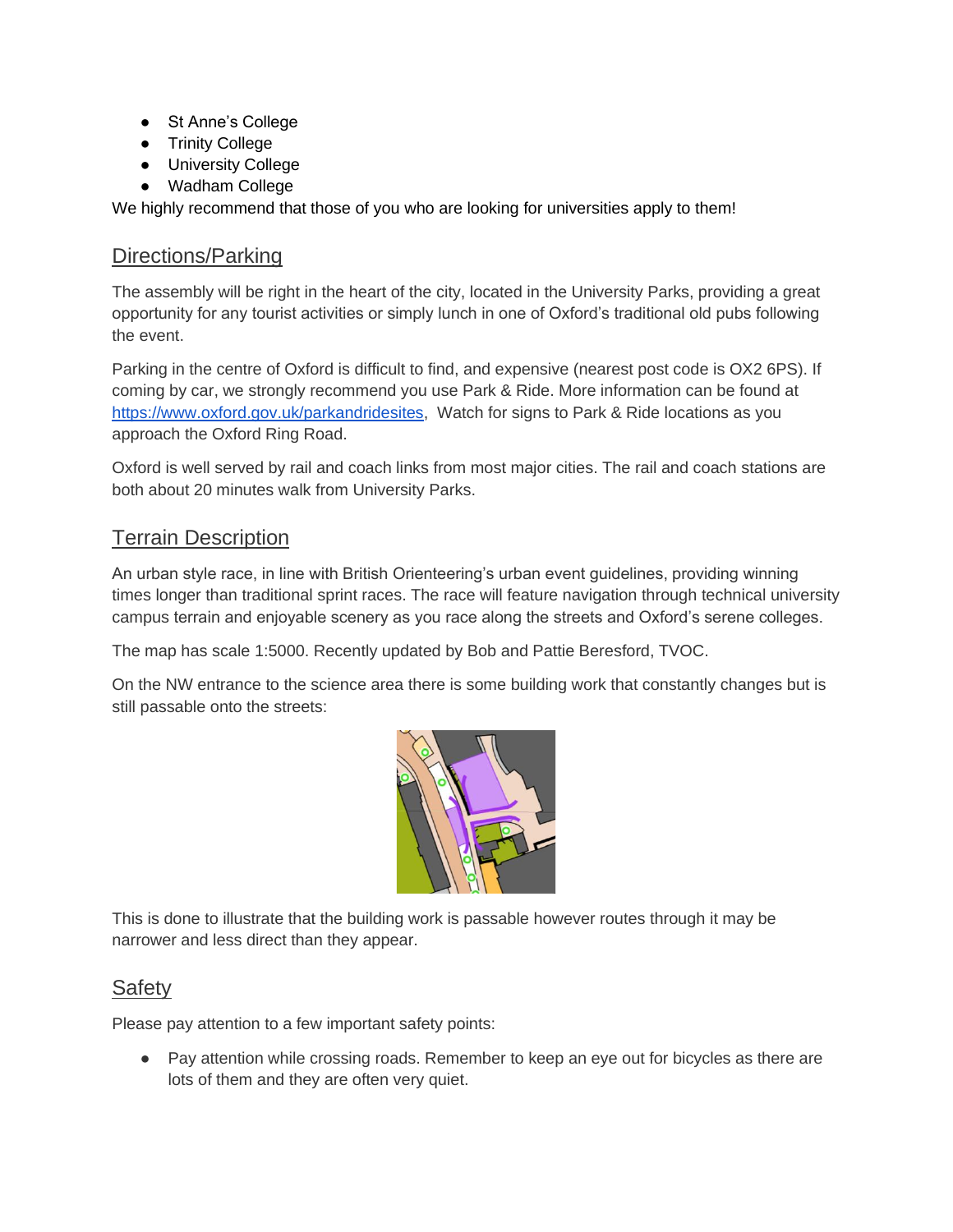- St Anne's College
- Trinity College
- University College
- Wadham College

We highly recommend that those of you who are looking for universities apply to them!

## Directions/Parking

The assembly will be right in the heart of the city, located in the University Parks, providing a great opportunity for any tourist activities or simply lunch in one of Oxford's traditional old pubs following the event.

Parking in the centre of Oxford is difficult to find, and expensive (nearest post code is OX2 6PS). If coming by car, we strongly recommend you use Park & Ride. More information can be found at https://www.oxford.gov.uk/parkandridesites, Watch for signs to Park & Ride locations as you approach the Oxford Ring Road.

Oxford is well served by rail and coach links from most major cities. The rail and coach stations are both about 20 minutes walk from University Parks.

## Terrain Description

An urban style race, in line with British Orienteering's urban event guidelines, providing winning times longer than traditional sprint races. The race will feature navigation through technical university campus terrain and enjoyable scenery as you race along the streets and Oxford's serene colleges.

The map has scale 1:5000. Recently updated by Bob and Pattie Beresford, TVOC.

On the NW entrance to the science area there is some building work that constantly changes but is still passable onto the streets:

This is done to illustrate that the building work is passable however routes through it may be narrower and less direct than they appear.

## Safety

Please pay attention to a few important safety points:

- Pay attention while crossing roads. Remember to keep an eye out for bicycles as there are lots of them and they are often very quiet.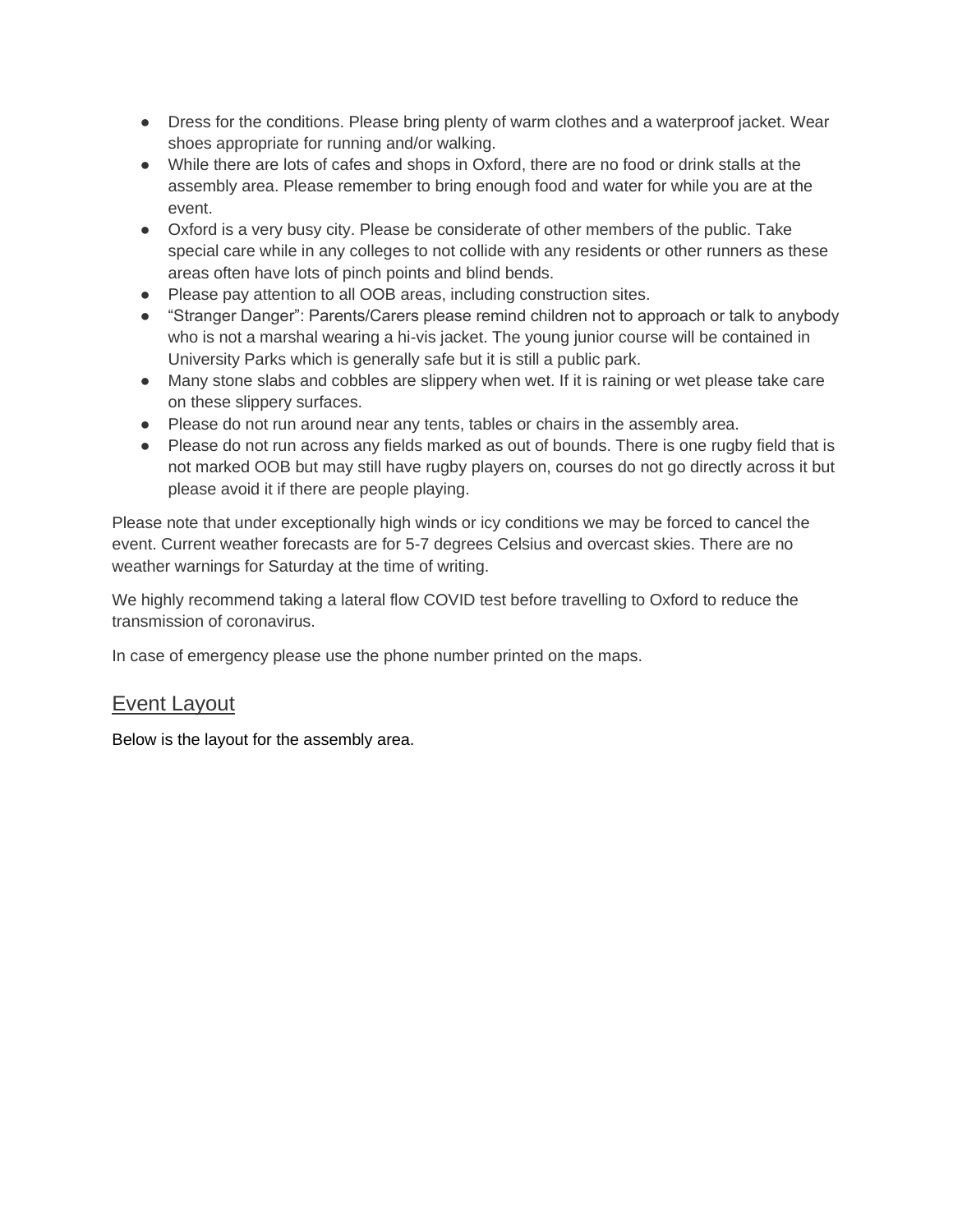- Dress for the conditions. Please bring plenty of warm clothes and a waterproof jacket. Wear shoes appropriate for running and/or walking.
- While there are lots of cafes and shops in Oxford, there are no food or drink stalls at the assembly area. Please remember to bring enough food and water for while you are at the event.
- Oxford is a very busy city. Please be considerate of other members of the public. Take special care while in any colleges to not collide with any residents or other runners as these areas often have lots of pinch points and blind bends.
- Please pay attention to all OOB areas, including construction sites.
- "Stranger Danger": Parents/Carers please remind children not to approach or talk to anybody who is not a marshal wearing a hi-vis jacket. The young junior course will be contained in University Parks which is generally safe but it is still a public park.
- Many stone slabs and cobbles are slippery when wet. If it is raining or wet please take care on these slippery surfaces.
- Please do not run around near any tents, tables or chairs in the assembly area.
- Please do not run across any fields marked as out of bounds. There is one rugby field that is not marked OOB but may still have rugby players on, courses do not go directly across it but please avoid it if there are people playing.

Please note that under exceptionally high winds or icy conditions we may be forced to cancel the event. Current weather forecasts are for 5-7 degrees Celsius and overcast skies. There are no weather warnings for Saturday at the time of writing.

We highly recommend taking a lateral flow COVID test before travelling to Oxford to reduce the transmission of coronavirus.

In case of emergency please use the phone number printed on the maps.

## Event Layout

Below is the layout for the assembly area.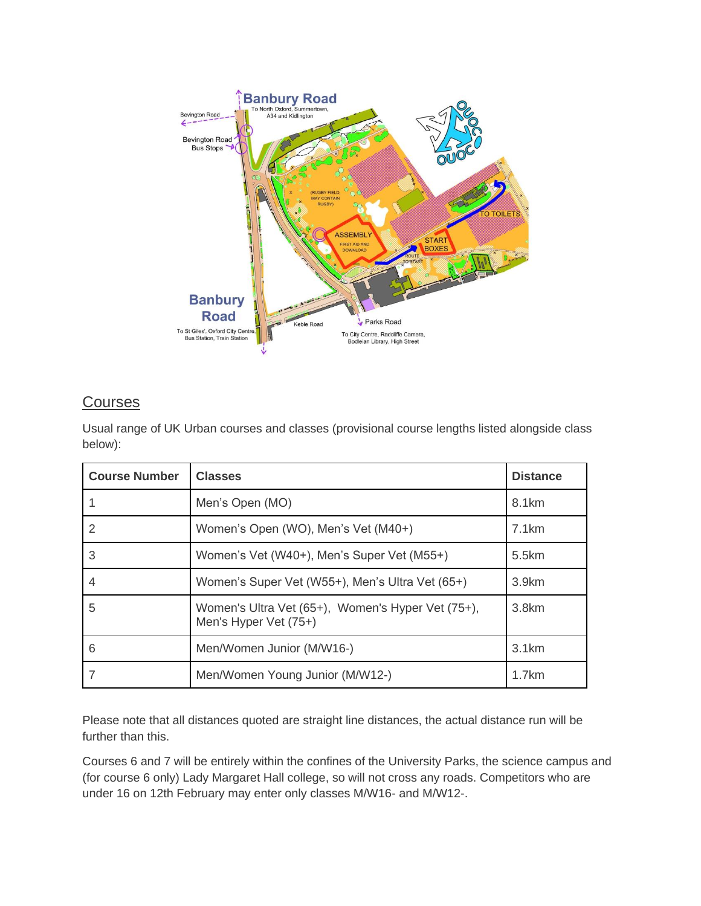## Courses

Usual range of UK Urban courses and classes (provisional course lengths listed alongside class below):

| Course Number | Classes | Distance |
|---|---|---|
| 1 | Men's Open (MO) | 8.1km |
| 2 | Women's Open (WO), Men's Vet (M40+) | 7.1km |
| 3 | Women's Vet (W40+), Men's Super Vet (M55+) | 5.5km |
| 4 | Women's Super Vet (W55+), Men's Ultra Vet (65+) | 3.9km |
| 5 | Women's Ultra Vet (65+), Women's Hyper Vet (75+), Men's Hyper Vet (75+) | 3.8km |
| 6 | Men/Women Junior (M/W16-) | 3.1km |
| 7 | Men/Women Young Junior (M/W12-) | 1.7km |

Please note that all distances quoted are straight line distances, the actual distance run will be further than this.

Courses 6 and 7 will be entirely within the confines of the University Parks, the science campus and (for course 6 only) Lady Margaret Hall college, so will not cross any roads. Competitors who are under 16 on 12th February may enter only classes M/W16- and M/W12-.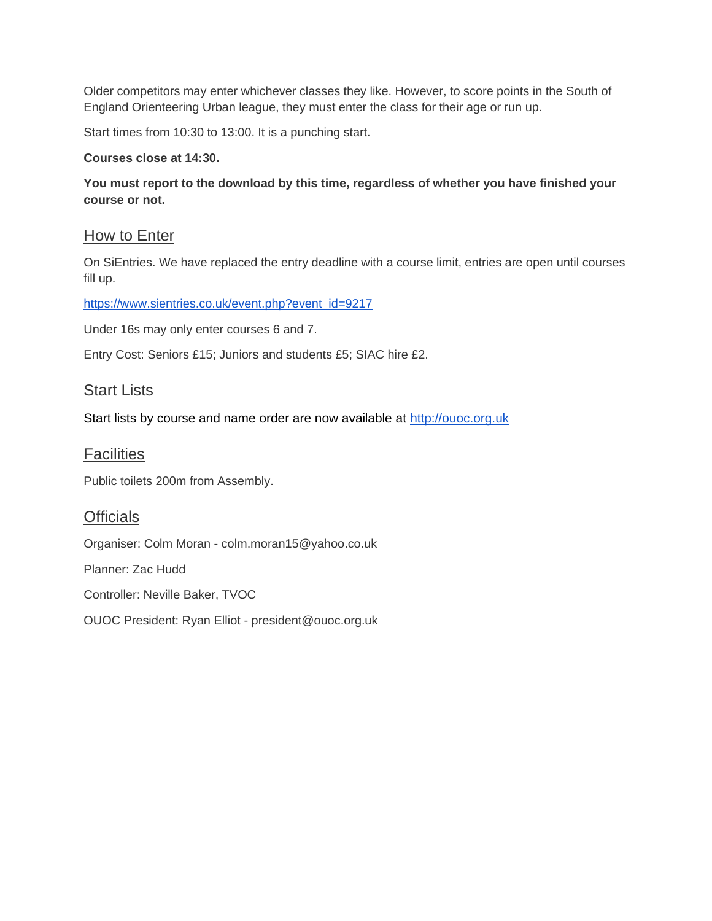Older competitors may enter whichever classes they like. However, to score points in the South of England Orienteering Urban league, they must enter the class for their age or run up.

Start times from 10:30 to 13:00. It is a punching start.

**Courses close at 14:30.**

**You must report to the download by this time, regardless of whether you have finished your course or not.**

## How to Enter

On SiEntries. We have replaced the entry deadline with a course limit, entries are open until courses fill up.

[https://www.sientries.co.uk/event.php?event_id=9217](https://www.sientries.co.uk/event.php?event_id=9217)

Under 16s may only enter courses 6 and 7.

Entry Cost: Seniors £15; Juniors and students £5; SIAC hire £2.

## Start Lists

Start lists by course and name order are now available at [http://ouoc.org.uk](http://ouoc.org.uk)

## Facilities

Public toilets 200m from Assembly.

## Officials

Organiser: Colm Moran - colm.moran15@yahoo.co.uk

Planner: Zac Hudd

Controller: Neville Baker, TVOC

OUOC President: Ryan Elliot - president@ouoc.org.uk